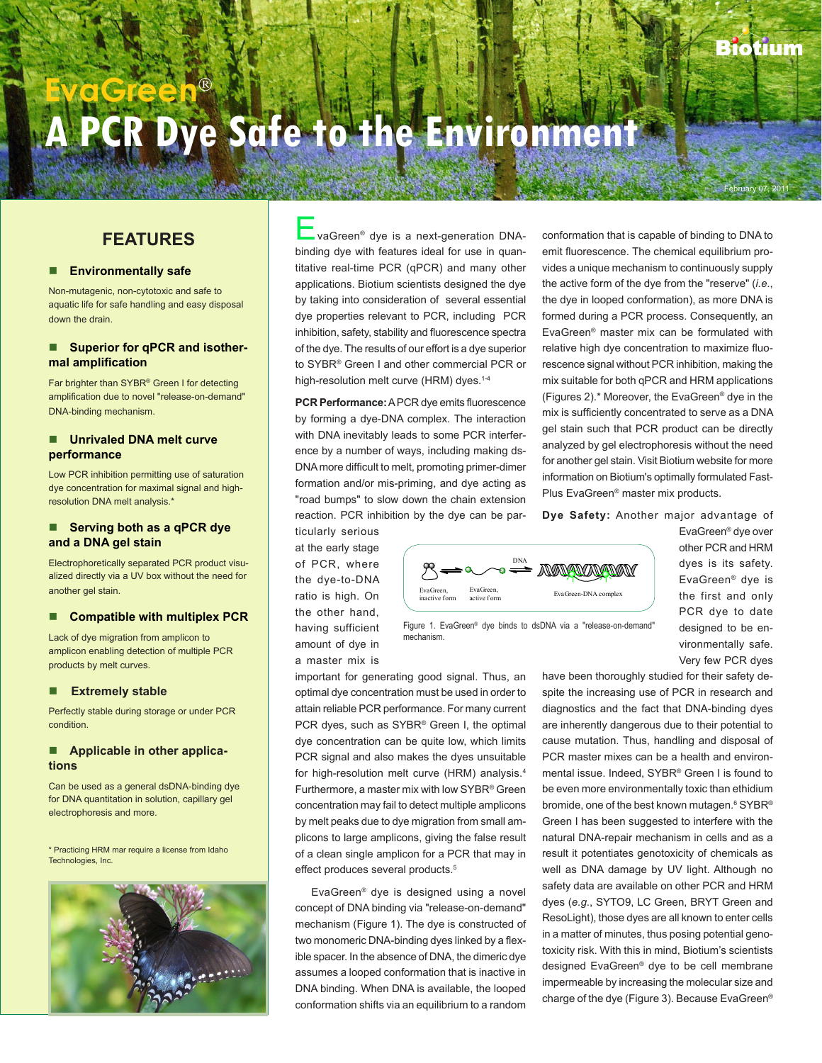# EvaGreen®

# A PCR Dye Safe to the Environment

February 07, 2011

## FEATURES

### Environmentally safe

Non-mutagenic, non-cytotoxic and safe to aquatic life for safe handling and easy disposal down the drain.

### Superior for qPCR and isothermal amplification

Far brighter than SYBR® Green I for detecting amplification due to novel "release-on-demand" DNA-binding mechanism.

### Unrivaled DNA melt curve performance

Low PCR inhibition permitting use of saturation dye concentration for maximal signal and high-resolution DNA melt analysis.*

### Serving both as a qPCR dye and a DNA gel stain

Electrophoretically separated PCR product visualized directly via a UV box without the need for another gel stain.

### Compatible with multiplex PCR

Lack of dye migration from amplicon to amplicon enabling detection of multiple PCR products by melt curves.

### Extremely stable

Perfectly stable during storage or under PCR condition.

### Applicable in other applications

Can be used as a general dsDNA-binding dye for DNA quantitation in solution, capillary gel electrophoresis and more.

\* Practicing HRM mar require a license from Idaho Technologies, Inc.

EvaGreen® dye is a next-generation DNA-binding dye with features ideal for use in quantitative real-time PCR (qPCR) and many other applications. Biotium scientists designed the dye by taking into consideration of several essential dye properties relevant to PCR, including PCR inhibition, safety, stability and fluorescence spectra of the dye. The results of our effort is a dye superior to SYBR® Green I and other commercial PCR or high-resolution melt curve (HRM) dyes.[1-4]

**PCR Performance:** A PCR dye emits fluorescence by forming a dye-DNA complex. The interaction with DNA inevitably leads to some PCR interference by a number of ways, including making ds-DNA more difficult to melt, promoting primer-dimer formation and/or mis-priming, and dye acting as "road bumps" to slow down the chain extension reaction. PCR inhibition by the dye can be particularly serious at the early stage of PCR, where the dye-to-DNA ratio is high. On the other hand, having sufficient amount of dye in a master mix is important for generating good signal. Thus, an optimal dye concentration must be used in order to attain reliable PCR performance. For many current PCR dyes, such as SYBR® Green I, the optimal dye concentration can be quite low, which limits PCR signal and also makes the dyes unsuitable for high-resolution melt curve (HRM) analysis.[4] Furthermore, a master mix with low SYBR® Green concentration may fail to detect multiple amplicons by melt peaks due to dye migration from small amplicons to large amplicons, giving the false result of a clean single amplicon for a PCR that may in effect produces several products.[5]

EvaGreen® dye is designed using a novel concept of DNA binding via "release-on-demand" mechanism (Figure 1). The dye is constructed of two monomeric DNA-binding dyes linked by a flexible spacer. In the absence of DNA, the dimeric dye assumes a looped conformation that is inactive in DNA binding. When DNA is available, the looped conformation shifts via an equilibrium to a random conformation that is capable of binding to DNA to emit fluorescence. The chemical equilibrium provides a unique mechanism to continuously supply the active form of the dye from the "reserve" (*i.e.*, the dye in looped conformation), as more DNA is formed during a PCR process. Consequently, an EvaGreen® master mix can be formulated with relative high dye concentration to maximize fluorescence signal without PCR inhibition, making the mix suitable for both qPCR and HRM applications (Figures 2).* Moreover, the EvaGreen® dye in the mix is sufficiently concentrated to serve as a DNA gel stain such that PCR product can be directly analyzed by gel electrophoresis without the need for another gel stain. Visit Biotium website for more information on Biotium's optimally formulated Fast-Plus EvaGreen® master mix products.

EvaGreen, inactive form — EvaGreen, active form — DNA — EvaGreen-DNA complex

Figure 1. EvaGreen® dye binds to dsDNA via a "release-on-demand" mechanism.

**Dye Safety:** Another major advantage of EvaGreen® dye over other PCR and HRM dyes is its safety. EvaGreen® dye is the first and only PCR dye to date designed to be environmentally safe. Very few PCR dyes have been thoroughly studied for their safety despite the increasing use of PCR in research and diagnostics and the fact that DNA-binding dyes are inherently dangerous due to their potential to cause mutation. Thus, handling and disposal of PCR master mixes can be a health and environmental issue. Indeed, SYBR® Green I is found to be even more environmentally toxic than ethidium bromide, one of the best known mutagen.[6] SYBR® Green I has been suggested to interfere with the natural DNA-repair mechanism in cells and as a result it potentiates genotoxicity of chemicals as well as DNA damage by UV light. Although no safety data are available on other PCR and HRM dyes (*e.g.*, SYTO9, LC Green, BRYT Green and ResoLight), those dyes are all known to enter cells in a matter of minutes, thus posing potential genotoxicity risk. With this in mind, Biotium's scientists designed EvaGreen® dye to be cell membrane impermeable by increasing the molecular size and charge of the dye (Figure 3). Because EvaGreen®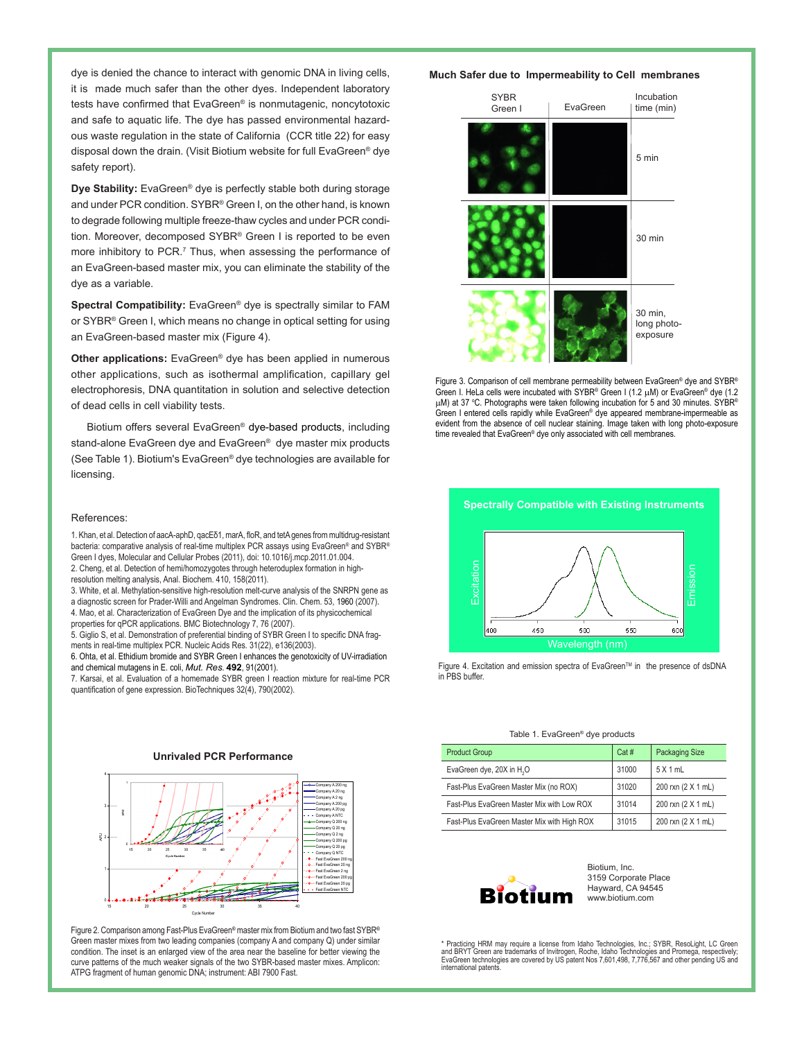dye is denied the chance to interact with genomic DNA in living cells, it is made much safer than the other dyes. Independent laboratory tests have confirmed that EvaGreen® is nonmutagenic, noncytotoxic and safe to aquatic life. The dye has passed environmental hazardous waste regulation in the state of California (CCR title 22) for easy disposal down the drain. (Visit Biotium website for full EvaGreen® dye safety report).

**Dye Stability:** EvaGreen® dye is perfectly stable both during storage and under PCR condition. SYBR® Green I, on the other hand, is known to degrade following multiple freeze-thaw cycles and under PCR condition. Moreover, decomposed SYBR® Green I is reported to be even more inhibitory to PCR.[7] Thus, when assessing the performance of an EvaGreen-based master mix, you can eliminate the stability of the dye as a variable.

**Spectral Compatibility:** EvaGreen® dye is spectrally similar to FAM or SYBR® Green I, which means no change in optical setting for using an EvaGreen-based master mix (Figure 4).

**Other applications:** EvaGreen® dye has been applied in numerous other applications, such as isothermal amplification, capillary gel electrophoresis, DNA quantitation in solution and selective detection of dead cells in cell viability tests.

Biotium offers several EvaGreen® dye-based products, including stand-alone EvaGreen dye and EvaGreen® dye master mix products (See Table 1). Biotium's EvaGreen® dye technologies are available for licensing.

References:

1. Khan, et al. Detection of aacA-aphD, qacEδ1, marA, floR, and tetA genes from multidrug-resistant bacteria: comparative analysis of real-time multiplex PCR assays using EvaGreen® and SYBR® Green I dyes, Molecular and Cellular Probes (2011), doi: 10.1016/j.mcp.2011.01.004.
2. Cheng, et al. Detection of hemi/homozygotes through heteroduplex formation in high-resolution melting analysis, Anal. Biochem. 410, 158(2011).
3. White, et al. Methylation-sensitive high-resolution melt-curve analysis of the SNRPN gene as a diagnostic screen for Prader-Willi and Angelman Syndromes. Clin. Chem. 53, 1960 (2007).
4. Mao, et al. Characterization of EvaGreen Dye and the implication of its physicochemical properties for qPCR applications. BMC Biotechnology 7, 76 (2007).
5. Giglio S, et al. Demonstration of preferential binding of SYBR Green I to specific DNA fragments in real-time multiplex PCR. Nucleic Acids Res. 31(22), e136(2003).
6. Ohta, et al. Ethidium bromide and SYBR Green I enhances the genotoxicity of UV-irradiation and chemical mutagens in E. coli, *Mut. Res.* **492**, 91(2001).
7. Karsai, et al. Evaluation of a homemade SYBR green I reaction mixture for real-time PCR quantification of gene expression. BioTechniques 32(4), 790(2002).

**Unrivaled PCR Performance**

Figure 2. Comparison among Fast-Plus EvaGreen® master mix from Biotium and two fast SYBR® Green master mixes from two leading companies (company A and company Q) under similar condition. The inset is an enlarged view of the area near the baseline for better viewing the curve patterns of the much weaker signals of the two SYBR-based master mixes. Amplicon: ATPG fragment of human genomic DNA; instrument: ABI 7900 Fast.

**Much Safer due to Impermeability to Cell membranes**

SYBR Green I | EvaGreen | Incubation time (min)

5 min

30 min

30 min, long photo-exposure

Figure 3. Comparison of cell membrane permeability between EvaGreen® dye and SYBR® Green I. HeLa cells were incubated with SYBR® Green I (1.2 μM) or EvaGreen® dye (1.2 μM) at 37 °C. Photographs were taken following incubation for 5 and 30 minutes. SYBR® Green I entered cells rapidly while EvaGreen® dye appeared membrane-impermeable as evident from the absence of cell nuclear staining. Image taken with long photo-exposure time revealed that EvaGreen® dye only associated with cell membranes.

**Spectrally Compatible with Existing Instruments**

Excitation

Emission

400 450 500 550 600

Wavelength (nm)

Figure 4. Excitation and emission spectra of EvaGreen™ in the presence of dsDNA in PBS buffer.

Table 1. EvaGreen® dye products

| Product Group | Cat # | Packaging Size |
|---|---|---|
| EvaGreen dye, 20X in $H_2O$ | 31000 | 5 X 1 mL |
| Fast-Plus EvaGreen Master Mix (no ROX) | 31020 | 200 rxn (2 X 1 mL) |
| Fast-Plus EvaGreen Master Mix with Low ROX | 31014 | 200 rxn (2 X 1 mL) |
| Fast-Plus EvaGreen Master Mix with High ROX | 31015 | 200 rxn (2 X 1 mL) |

Biotium

Biotium, Inc.
3159 Corporate Place
Hayward, CA 94545
www.biotium.com

* Practicing HRM may require a license from Idaho Technologies, Inc.; SYBR, ResoLight, LC Green and BRYT Green are trademarks of Invitrogen, Roche, Idaho Technologies and Promega, respectively; EvaGreen technologies are covered by US patent Nos 7,601,498, 7,776,567 and other pending US and international patents.